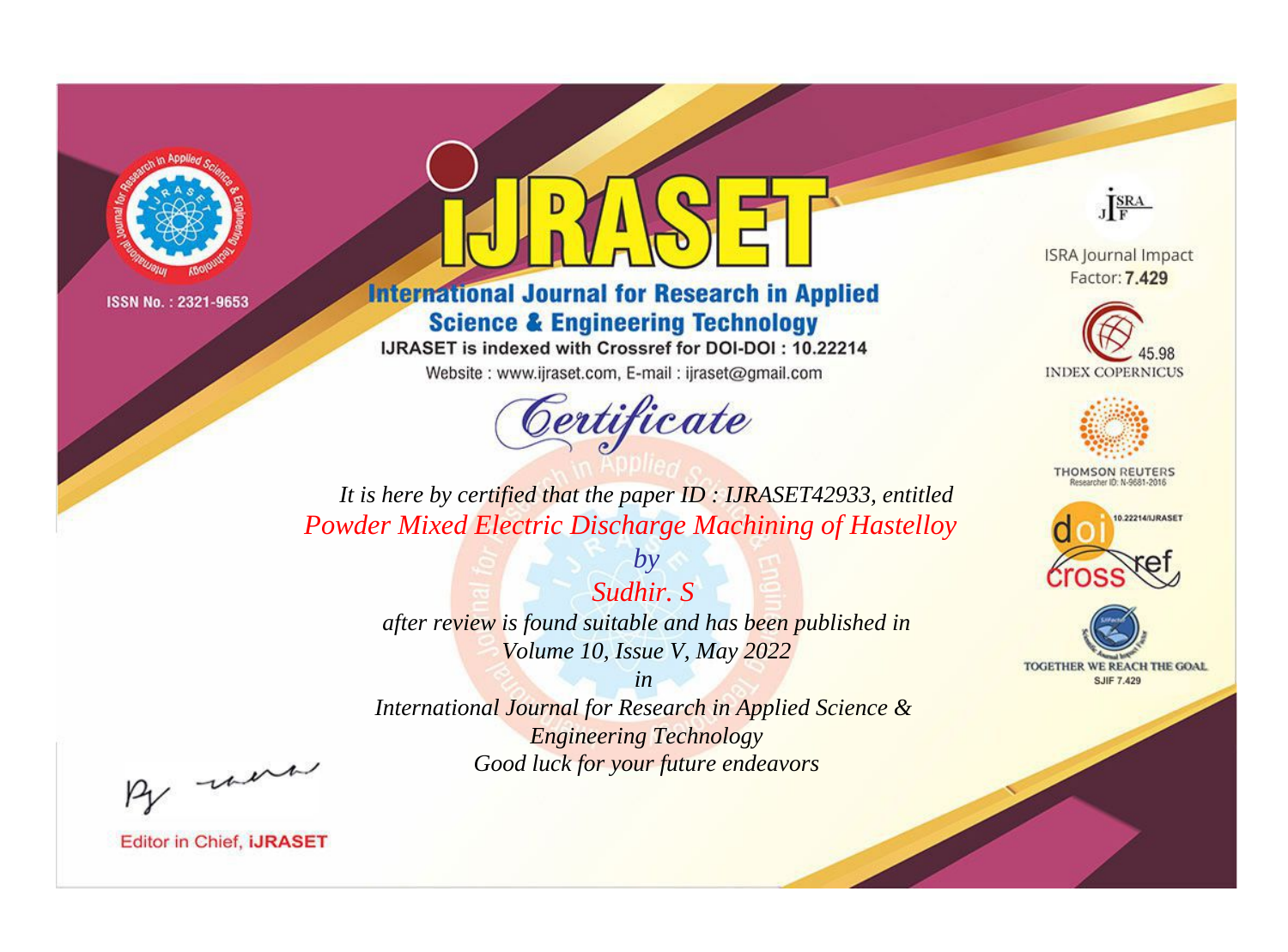ISSN No. : 2321-9653

# iJRASET

## International Journal for Research in Applied Science & Engineering Technology

IJRASET is indexed with Crossref for DOI-DOI : 10.22214

Website : www.ijraset.com, E-mail : ijraset@gmail.com

ISRA Journal Impact Factor: **7.429**

45.98 INDEX COPERNICUS

THOMSON REUTERS Researcher ID: N-9681-2016

10.22214/IJRASET

TOGETHER WE REACH THE GOAL SJIF 7.429

# *Certificate*

*It is here by certified that the paper ID : IJRASET42933, entitled*

*Powder Mixed Electric Discharge Machining of Hastelloy*

*by*

*Sudhir. S*

*after review is found suitable and has been published in*

*Volume 10, Issue V, May 2022*

*in*

*International Journal for Research in Applied Science & Engineering Technology*

*Good luck for your future endeavors*

Editor in Chief, **iJRASET**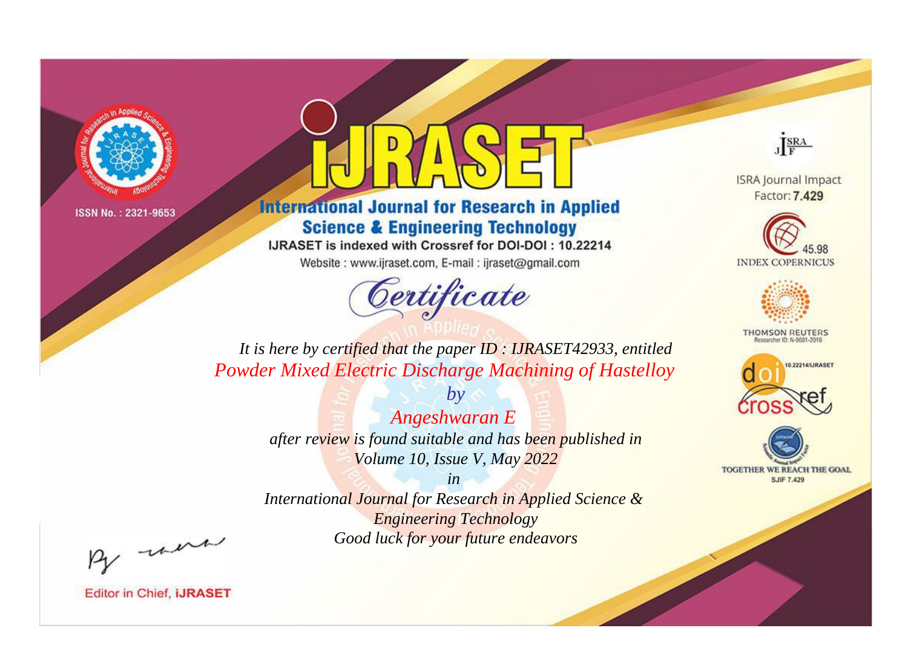ISSN No. : 2321-9653

# iJRASET

## International Journal for Research in Applied Science & Engineering Technology

IJRASET is indexed with Crossref for DOI-DOI : 10.22214

Website : www.ijraset.com, E-mail : ijraset@gmail.com

ISRA Journal Impact Factor: **7.429**

45.98 INDEX COPERNICUS

THOMSON REUTERS Researcher ID: N-9681-2016

10.22214/IJRASET

TOGETHER WE REACH THE GOAL SJIF 7.429

# Certificate

*It is here by certified that the paper ID : IJRASET42933, entitled*

*Powder Mixed Electric Discharge Machining of Hastelloy*

*by*

*Angeshwaran E*

*after review is found suitable and has been published in*

*Volume 10, Issue V, May 2022*

*in*

*International Journal for Research in Applied Science & Engineering Technology*

*Good luck for your future endeavors*

Editor in Chief, iJRASET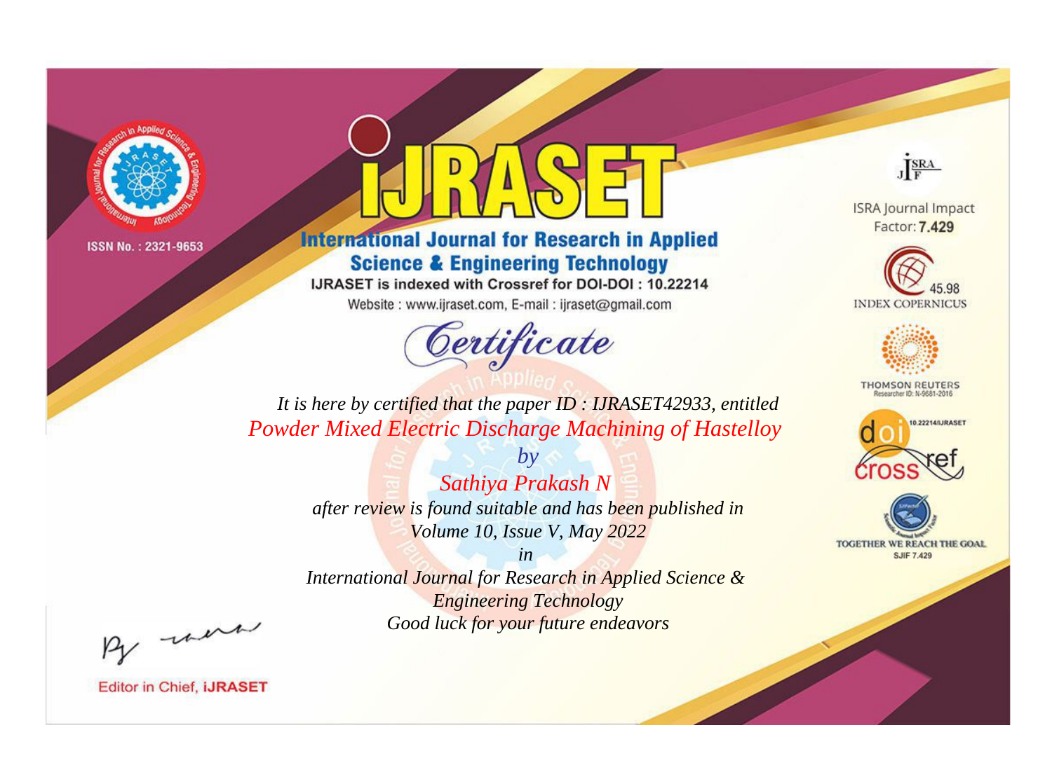ISSN No. : 2321-9653

# iJRASET

## International Journal for Research in Applied Science & Engineering Technology

IJRASET is indexed with Crossref for DOI-DOI : 10.22214

Website : www.ijraset.com, E-mail : ijraset@gmail.com

ISRA Journal Impact Factor: **7.429**

45.98 INDEX COPERNICUS

THOMSON REUTERS Researcher ID: N-9681-2016

10.22214/IJRASET

TOGETHER WE REACH THE GOAL SJIF 7.429

# Certificate

*It is here by certified that the paper ID : IJRASET42933, entitled*

*Powder Mixed Electric Discharge Machining of Hastelloy*

*by*

*Sathiya Prakash N*

*after review is found suitable and has been published in*

*Volume 10, Issue V, May 2022*

*in*

*International Journal for Research in Applied Science & Engineering Technology*

*Good luck for your future endeavors*

Editor in Chief, **iJRASET**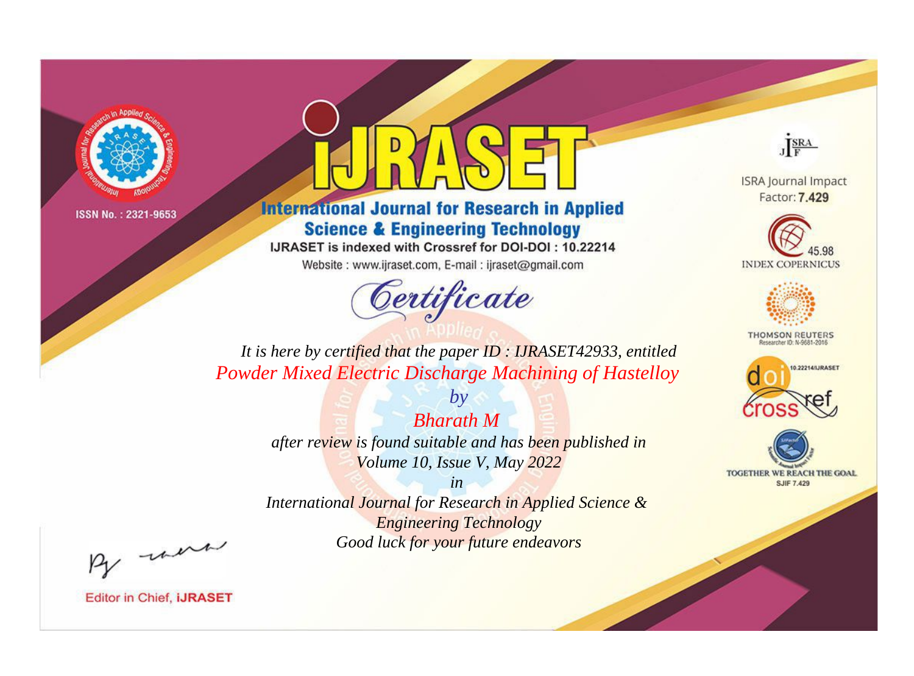ISSN No. : 2321-9653

# IJRASET

## International Journal for Research in Applied Science & Engineering Technology

IJRASET is indexed with Crossref for DOI-DOI : 10.22214

Website : www.ijraset.com, E-mail : ijraset@gmail.com

*Certificate*

*It is here by certified that the paper ID : IJRASET42933, entitled*

*Powder Mixed Electric Discharge Machining of Hastelloy*

*by*

*Bharath M*

*after review is found suitable and has been published in*

*Volume 10, Issue V, May 2022*

*in*

*International Journal for Research in Applied Science & Engineering Technology*

*Good luck for your future endeavors*

ISRA Journal Impact Factor: **7.429**

45.98 INDEX COPERNICUS

THOMSON REUTERS Researcher ID: N-9681-2016

10.22214/IJRASET

TOGETHER WE REACH THE GOAL SJIF 7.429

Editor in Chief, **iJRASET**